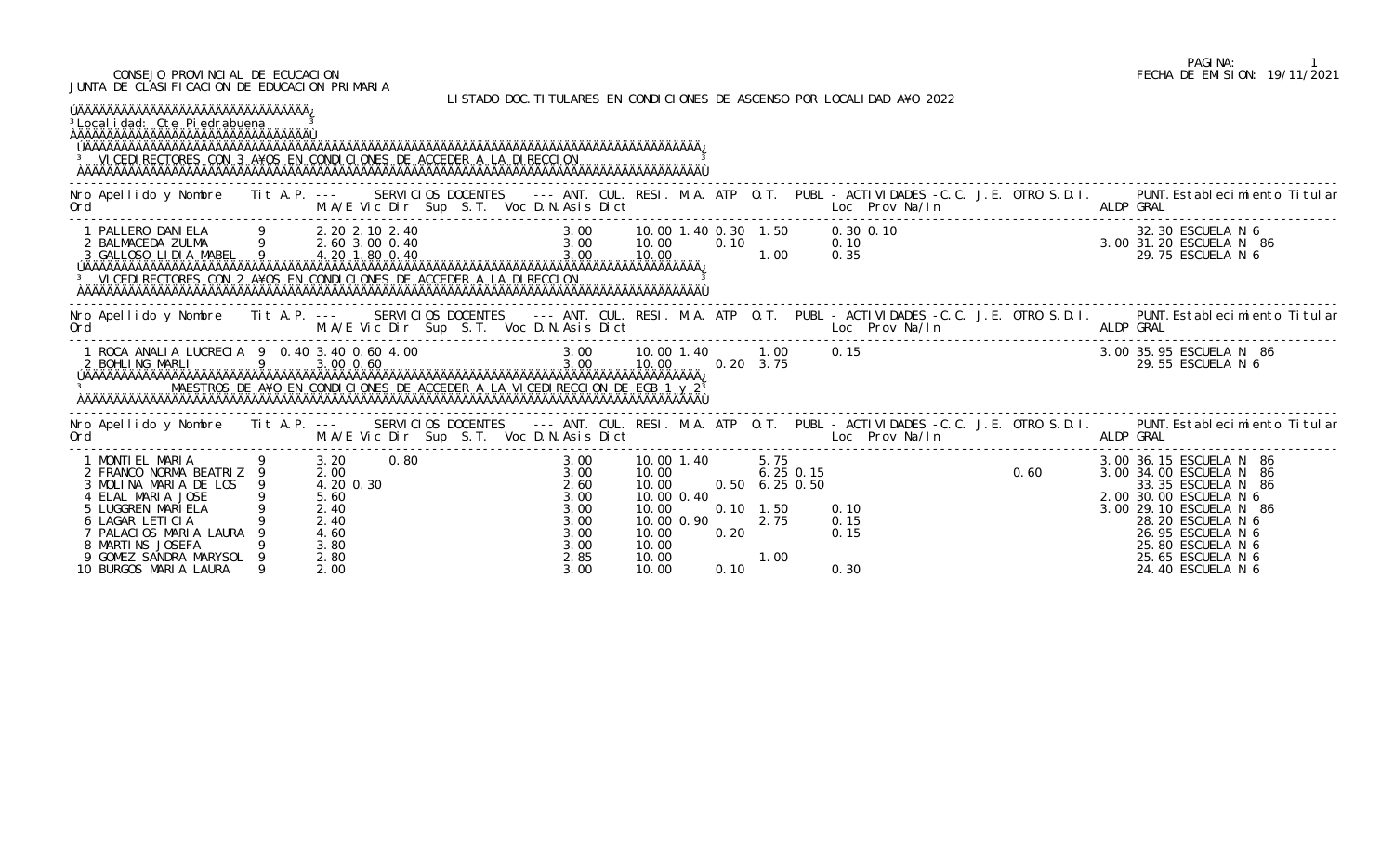CONSEJO PROVINCIAL DE ECUCACION
JUNTA DE CLASIFICACION DE EDUCACION PRIMARIA

FECHA DE EMISION: 19/11/2021

LISTADO DOC.TITULARES EN CONDICIONES DE ASCENSO POR LOCALIDAD AÑO 2022

**Localidad: Cte Piedrabuena**

## VICEDIRECTORES CON 3 AÑOS EN CONDICIONES DE ACCEDER A LA DIRECCION

| Nro Ord | Apellido y Nombre | Tit | A.P. | M.A/E | Vic | Dir | Sup | S.T. | Voc | D.N. | Asis | Dict | ANT. | CUL. | RESI. | M.A. | ATP | O.T. | Loc | Prov | Na/In | C.C. | J.E. | OTRO | S.D.I. | ALDP | PUNT. GRAL | Establecimiento Titular |
|---|---|---|---|---|---|---|---|---|---|---|---|---|---|---|---|---|---|---|---|---|---|---|---|---|---|---|---|---|
| 1 | PALLERO DANIELA | 9 | | 2.20 | 2.10 | 2.40 | | | | | 3.00 | | 10.00 | 1.40 | 0.30 | | 1.50 | | 0.30 | 0.10 | | | | | | | 32.30 | ESCUELA N 6 |
| 2 | BALMACEDA ZULMA | 9 | | 2.60 | 3.00 | 0.40 | | | | | 3.00 | | 10.00 | | | 0.10 | | | 0.10 | | | | | | | 3.00 | 31.20 | ESCUELA N 86 |
| 3 | GALLOSO LIDIA MABEL | 9 | | 4.20 | 1.80 | 0.40 | | | | | 3.00 | | 10.00 | | | | 1.00 | | 0.35 | | | | | | | | 29.75 | ESCUELA N 6 |

## VICEDIRECTORES CON 2 AÑOS EN CONDICIONES DE ACCEDER A LA DIRECCION

| Nro Ord | Apellido y Nombre | Tit | A.P. | M.A/E | Vic | Dir | Sup | S.T. | Voc | D.N. | Asis | Dict | ANT. | CUL. | RESI. | M.A. | ATP | O.T. | Loc | Prov | Na/In | C.C. | J.E. | OTRO | S.D.I. | ALDP | PUNT. GRAL | Establecimiento Titular |
|---|---|---|---|---|---|---|---|---|---|---|---|---|---|---|---|---|---|---|---|---|---|---|---|---|---|---|---|---|
| 1 | ROCA ANALIA LUCRECIA | 9 | 0.40 | 3.40 | 0.60 | 4.00 | | | | | 3.00 | | 10.00 | 1.40 | | | 1.00 | | 0.15 | | | | | | | 3.00 | 35.95 | ESCUELA N 86 |
| 2 | BOHLING MARLI | 9 | | 3.00 | 0.60 | | | | | | 3.00 | | 10.00 | | | 0.20 | 3.75 | | | | | | | | | | 29.55 | ESCUELA N 6 |

## MAESTROS DE AÑO EN CONDICIONES DE ACCEDER A LA VICEDIRECCION DE EGB 1 y 2

| Nro Ord | Apellido y Nombre | Tit | A.P. | M.A/E | Vic | Dir | Sup | S.T. | Voc | D.N. | Asis | Dict | ANT. | CUL. | RESI. | M.A. | ATP | O.T. | Loc | Prov | Na/In | C.C. | J.E. | OTRO | S.D.I. | ALDP | PUNT. GRAL | Establecimiento Titular |
|---|---|---|---|---|---|---|---|---|---|---|---|---|---|---|---|---|---|---|---|---|---|---|---|---|---|---|---|---|
| 1 | MONTIEL MARIA | 9 | | 3.20 | | 0.80 | | | | | 3.00 | | 10.00 | 1.40 | | | 5.75 | | | | | | | | | 3.00 | 36.15 | ESCUELA N 86 |
| 2 | FRANCO NORMA BEATRIZ | 9 | | 2.00 | | | | | | | 3.00 | | 10.00 | | | | 6.25 | 0.15 | | | | | | 0.60 | | 3.00 | 34.00 | ESCUELA N 86 |
| 3 | MOLINA MARIA DE LOS | 9 | | 4.20 | 0.30 | | | | | | 2.60 | | 10.00 | | | 0.50 | 6.25 | 0.50 | | | | | | | | | 33.35 | ESCUELA N 86 |
| 4 | ELAL MARIA JOSE | 9 | | 5.60 | | | | | | | 3.00 | | 10.00 | 0.40 | | | | | | | | | | | | 2.00 | 30.00 | ESCUELA N 6 |
| 5 | LUGGREN MARIELA | 9 | | 2.40 | | | | | | | 3.00 | | 10.00 | | | 0.10 | 1.50 | | 0.10 | | | | | | | 3.00 | 29.10 | ESCUELA N 86 |
| 6 | LAGAR LETICIA | 9 | | 2.40 | | | | | | | 3.00 | | 10.00 | | | | 2.75 | | 0.15 | | | | | | | | 28.20 | ESCUELA N 6 |
| 7 | PALACIOS MARIA LAURA | 9 | | 4.60 | | | | | | | 3.00 | | 10.00 | 0.90 | | 0.20 | | | 0.15 | | | | | | | | 26.95 | ESCUELA N 6 |
| 8 | MARTINS JOSEFA | 9 | | 3.80 | | | | | | | 3.00 | | 10.00 | | | | | | | | | | | | | | 25.80 | ESCUELA N 6 |
| 9 | GOMEZ SANDRA MARYSOL | 9 | | 2.80 | | | | | | | 2.85 | | 10.00 | | | | 1.00 | | | | | | | | | | 25.65 | ESCUELA N 6 |
| 10 | BURGOS MARIA LAURA | 9 | | 2.00 | | | | | | | 3.00 | | 10.00 | | | 0.10 | | | 0.30 | | | | | | | | 24.40 | ESCUELA N 6 |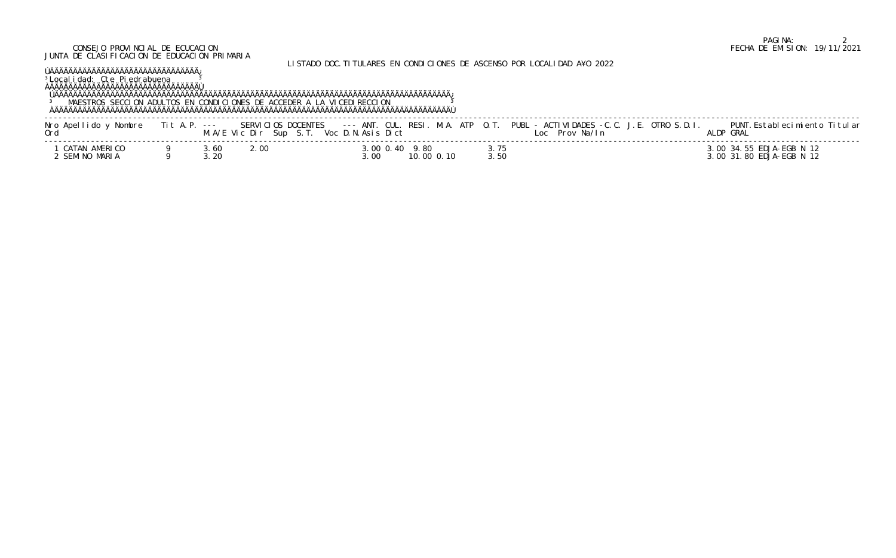CONSEJO PROVINCIAL DE ECUCACION
JUNTA DE CLASIFICACION DE EDUCACION PRIMARIA

LISTADO DOC.TITULARES EN CONDICIONES DE ASCENSO POR LOCALIDAD A¥O 2022

Localidad: Cte Piedrabuena

MAESTROS SECCION ADULTOS EN CONDICIONES DE ACCEDER A LA VICEDIRECCION

| Nro Ord | Apellido y Nombre | Tit | A.P. | M.A/E | Vic | Dir | Sup | S.T. | Voc | D.N. | Asis | Dict | ANT. | CUL. | RESI. | M.A. | ATP | O.T. | PUBL | Loc | Prov | Na/In | C.C. | J.E. | OTRO | S.D.I. | ALDP | PUNT. GRAL | Establecimiento Titular |
|---|---|---|---|---|---|---|---|---|---|---|---|---|---|---|---|---|---|---|---|---|---|---|---|---|---|---|---|---|---|
| 1 | CATAN AMERICO | 9 | | 3.60 | | 2.00 | | | | | | | 3.00 | 0.40 | 9.80 | | | 3.75 | | | | | | | | | 3.00 | 34.55 | EDJA-EGB N 12 |
| 2 | SEMINO MARIA | 9 | | 3.20 | | | | | | | | | 3.00 | | 10.00 | 0.10 | | 3.50 | | | | | | | | | 3.00 | 31.80 | EDJA-EGB N 12 |